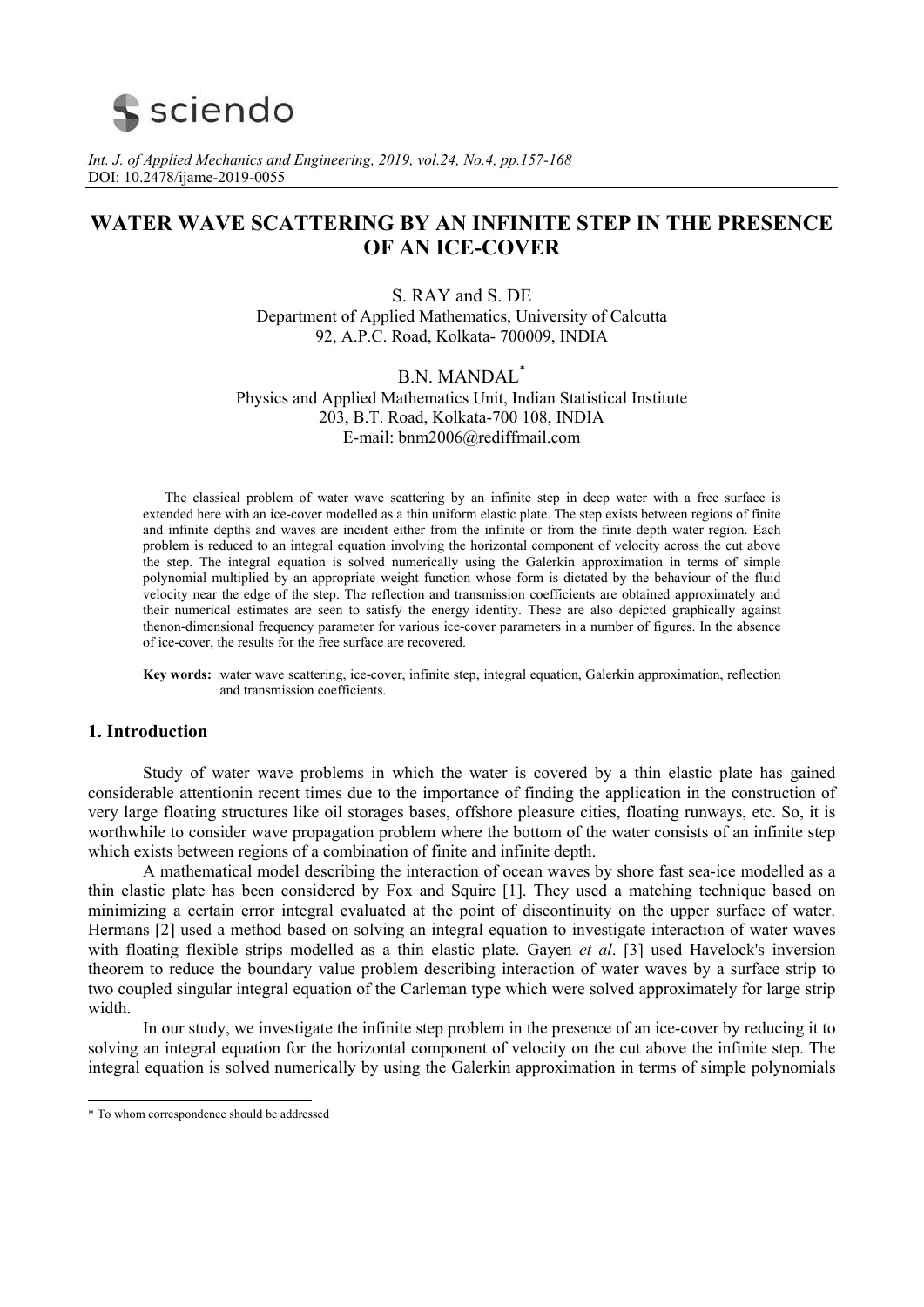*Int. J. of Applied Mechanics and Engineering, 2019, vol.24, No.4, pp.157-168*
DOI: 10.2478/ijame-2019-0055

# WATER WAVE SCATTERING BY AN INFINITE STEP IN THE PRESENCE OF AN ICE-COVER

S. RAY and S. DE
Department of Applied Mathematics, University of Calcutta
92, A.P.C. Road, Kolkata- 700009, INDIA

B.N. MANDAL*
Physics and Applied Mathematics Unit, Indian Statistical Institute
203, B.T. Road, Kolkata-700 108, INDIA
E-mail: bnm2006@rediffmail.com

The classical problem of water wave scattering by an infinite step in deep water with a free surface is extended here with an ice-cover modelled as a thin uniform elastic plate. The step exists between regions of finite and infinite depths and waves are incident either from the infinite or from the finite depth water region. Each problem is reduced to an integral equation involving the horizontal component of velocity across the cut above the step. The integral equation is solved numerically using the Galerkin approximation in terms of simple polynomial multiplied by an appropriate weight function whose form is dictated by the behaviour of the fluid velocity near the edge of the step. The reflection and transmission coefficients are obtained approximately and their numerical estimates are seen to satisfy the energy identity. These are also depicted graphically against thenon-dimensional frequency parameter for various ice-cover parameters in a number of figures. In the absence of ice-cover, the results for the free surface are recovered.

**Key words:** water wave scattering, ice-cover, infinite step, integral equation, Galerkin approximation, reflection and transmission coefficients.

## 1. Introduction

Study of water wave problems in which the water is covered by a thin elastic plate has gained considerable attentionin recent times due to the importance of finding the application in the construction of very large floating structures like oil storages bases, offshore pleasure cities, floating runways, etc. So, it is worthwhile to consider wave propagation problem where the bottom of the water consists of an infinite step which exists between regions of a combination of finite and infinite depth.

A mathematical model describing the interaction of ocean waves by shore fast sea-ice modelled as a thin elastic plate has been considered by Fox and Squire [1]. They used a matching technique based on minimizing a certain error integral evaluated at the point of discontinuity on the upper surface of water. Hermans [2] used a method based on solving an integral equation to investigate interaction of water waves with floating flexible strips modelled as a thin elastic plate. Gayen *et al*. [3] used Havelock's inversion theorem to reduce the boundary value problem describing interaction of water waves by a surface strip to two coupled singular integral equation of the Carleman type which were solved approximately for large strip width.

In our study, we investigate the infinite step problem in the presence of an ice-cover by reducing it to solving an integral equation for the horizontal component of velocity on the cut above the infinite step. The integral equation is solved numerically by using the Galerkin approximation in terms of simple polynomials

* To whom correspondence should be addressed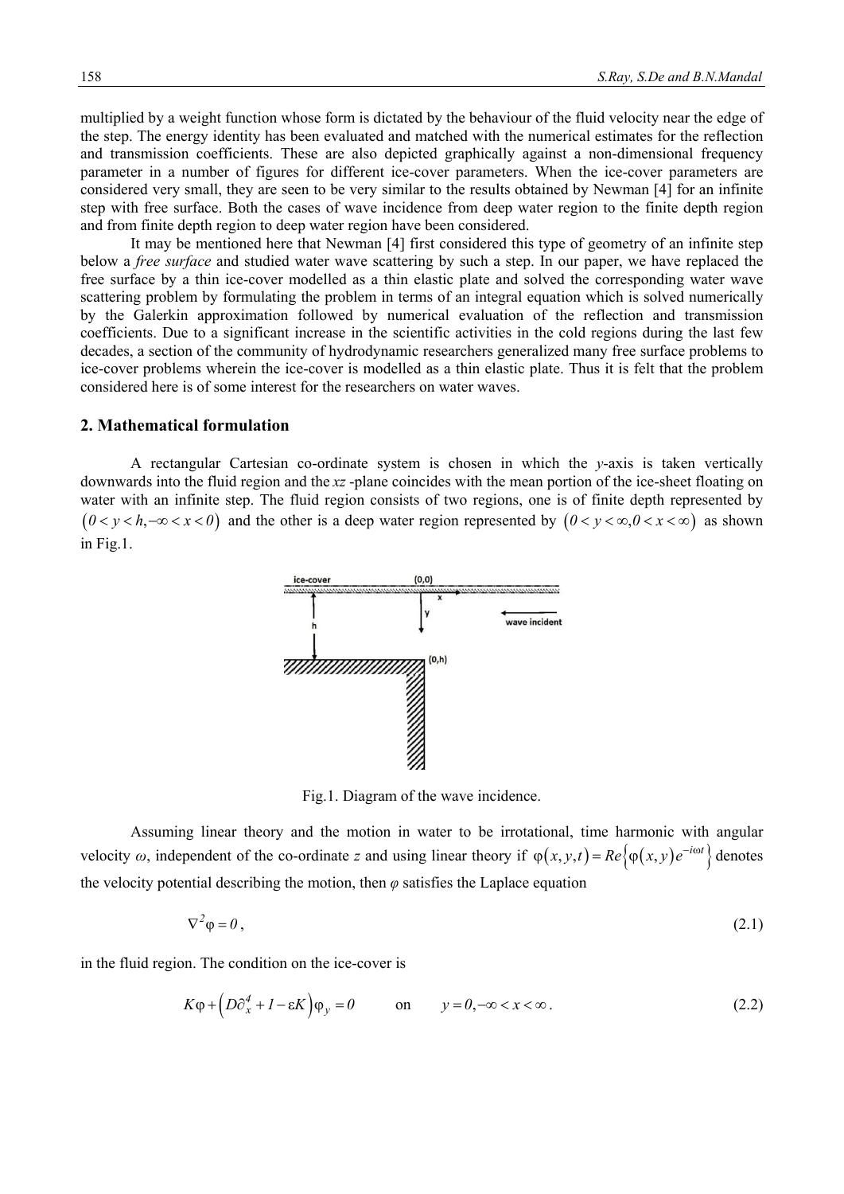multiplied by a weight function whose form is dictated by the behaviour of the fluid velocity near the edge of the step. The energy identity has been evaluated and matched with the numerical estimates for the reflection and transmission coefficients. These are also depicted graphically against a non-dimensional frequency parameter in a number of figures for different ice-cover parameters. When the ice-cover parameters are considered very small, they are seen to be very similar to the results obtained by Newman [4] for an infinite step with free surface. Both the cases of wave incidence from deep water region to the finite depth region and from finite depth region to deep water region have been considered.

It may be mentioned here that Newman [4] first considered this type of geometry of an infinite step below a *free surface* and studied water wave scattering by such a step. In our paper, we have replaced the free surface by a thin ice-cover modelled as a thin elastic plate and solved the corresponding water wave scattering problem by formulating the problem in terms of an integral equation which is solved numerically by the Galerkin approximation followed by numerical evaluation of the reflection and transmission coefficients. Due to a significant increase in the scientific activities in the cold regions during the last few decades, a section of the community of hydrodynamic researchers generalized many free surface problems to ice-cover problems wherein the ice-cover is modelled as a thin elastic plate. Thus it is felt that the problem considered here is of some interest for the researchers on water waves.

## 2. Mathematical formulation

A rectangular Cartesian co-ordinate system is chosen in which the $y$-axis is taken vertically downwards into the fluid region and the $xz$-plane coincides with the mean portion of the ice-sheet floating on water with an infinite step. The fluid region consists of two regions, one is of finite depth represented by $\left(0 < y < h, -\infty < x < 0\right)$ and the other is a deep water region represented by $\left(0 < y < \infty, 0 < x < \infty\right)$ as shown in Fig.1.

Fig.1. Diagram of the wave incidence.

Assuming linear theory and the motion in water to be irrotational, time harmonic with angular velocity $\omega$, independent of the co-ordinate $z$ and using linear theory if $\varphi(x,y,t) = Re\left\{\varphi(x,y)e^{-i\omega t}\right\}$ denotes the velocity potential describing the motion, then $\varphi$ satisfies the Laplace equation

$$\nabla^2 \varphi = 0, \tag{2.1}$$

in the fluid region. The condition on the ice-cover is

$$K\varphi + \left(D\partial_x^4 + 1 - \varepsilon K\right)\varphi_y = 0 \qquad \text{on} \qquad y = 0, -\infty < x < \infty. \tag{2.2}$$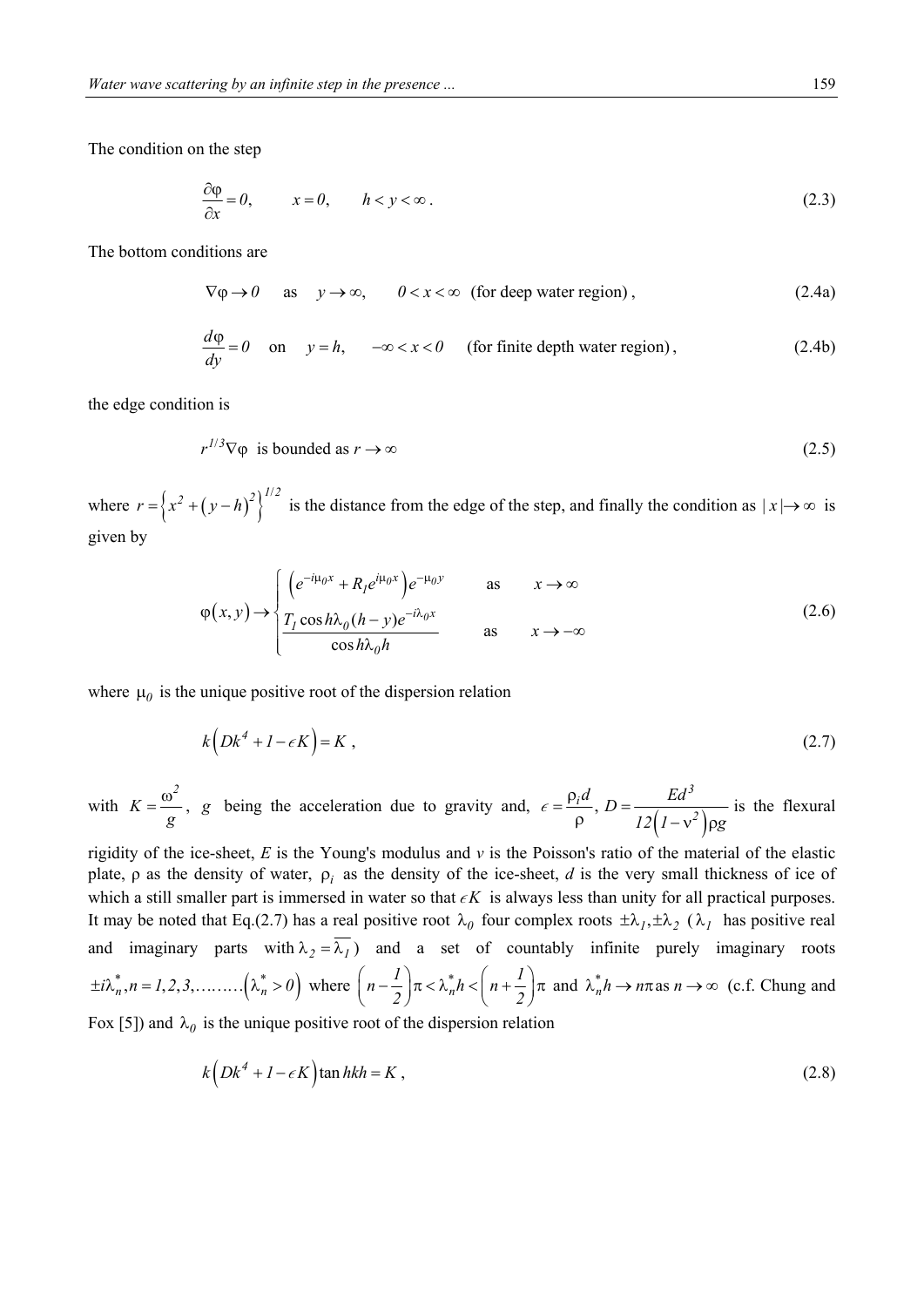The condition on the step

$$\frac{\partial \varphi}{\partial x} = 0, \qquad x = 0, \qquad h < y < \infty . \tag{2.3}$$

The bottom conditions are

$$\nabla \varphi \to 0 \quad \text{as} \quad y \to \infty, \qquad 0 < x < \infty \quad \text{(for deep water region)}, \tag{2.4a}$$

$$\frac{d\varphi}{dy} = 0 \quad \text{on} \quad y = h, \qquad -\infty < x < 0 \quad \text{(for finite depth water region)}, \tag{2.4b}$$

the edge condition is

$$r^{1/3} \nabla \varphi \ \text{ is bounded as } r \to \infty \tag{2.5}$$

where $r = \left\{ x^2 + (y-h)^2 \right\}^{1/2}$ is the distance from the edge of the step, and finally the condition as $|x| \to \infty$ is given by

$$\varphi(x, y) \to \begin{cases} \left( e^{-i\mu_0 x} + R_1 e^{i\mu_0 x} \right) e^{-\mu_0 y} & \text{as} \quad x \to \infty \\ \dfrac{T_1 \cos h\lambda_0 (h - y) e^{-i\lambda_0 x}}{\cos h\lambda_0 h} & \text{as} \quad x \to -\infty \end{cases} \tag{2.6}$$

where $\mu_0$ is the unique positive root of the dispersion relation

$$k\left( Dk^4 + 1 - \epsilon K \right) = K , \tag{2.7}$$

with $K = \dfrac{\omega^2}{g}$, $g$ being the acceleration due to gravity and, $\epsilon = \dfrac{\rho_i d}{\rho}$, $D = \dfrac{Ed^3}{12\left(1 - \nu^2\right)\rho g}$ is the flexural rigidity of the ice-sheet, $E$ is the Young's modulus and $v$ is the Poisson's ratio of the material of the elastic plate, $\rho$ as the density of water, $\rho_i$ as the density of the ice-sheet, $d$ is the very small thickness of ice of which a still smaller part is immersed in water so that $\epsilon K$ is always less than unity for all practical purposes. It may be noted that Eq.(2.7) has a real positive root $\lambda_0$ four complex roots $\pm\lambda_1, \pm\lambda_2$ ($\lambda_1$ has positive real and imaginary parts with $\lambda_2 = \overline{\lambda_1}$) and a set of countably infinite purely imaginary roots $\pm i\lambda_n^*, n = 1, 2, 3, \ldots\ldots\ldots \left(\lambda_n^* > 0\right)$ where $\left(n - \frac{1}{2}\right)\pi < \lambda_n^* h < \left(n + \frac{1}{2}\right)\pi$ and $\lambda_n^* h \to n\pi$ as $n \to \infty$ (c.f. Chung and Fox [5]) and $\lambda_0$ is the unique positive root of the dispersion relation

$$k\left( Dk^4 + 1 - \epsilon K \right) \tan hkh = K , \tag{2.8}$$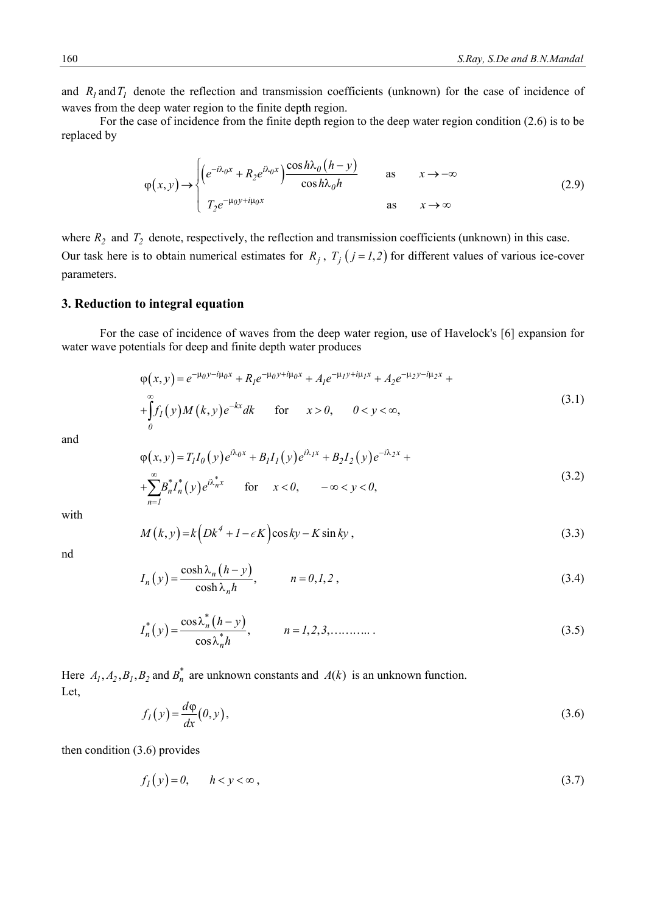and $R_1$ and $T_1$ denote the reflection and transmission coefficients (unknown) for the case of incidence of waves from the deep water region to the finite depth region.

For the case of incidence from the finite depth region to the deep water region condition (2.6) is to be replaced by

$$\varphi(x,y) \to \begin{cases} \left(e^{-i\lambda_0 x} + R_2 e^{i\lambda_0 x}\right) \dfrac{\cos h\lambda_0 (h-y)}{\cos h\lambda_0 h} & \text{as} \quad x \to -\infty \\ T_2 e^{-\mu_0 y + i\mu_0 x} & \text{as} \quad x \to \infty \end{cases} \tag{2.9}$$

where $R_2$ and $T_2$ denote, respectively, the reflection and transmission coefficients (unknown) in this case. Our task here is to obtain numerical estimates for $R_j$, $T_j$ $(j = 1,2)$ for different values of various ice-cover parameters.

## 3. Reduction to integral equation

For the case of incidence of waves from the deep water region, use of Havelock's [6] expansion for water wave potentials for deep and finite depth water produces

$$\begin{aligned} \varphi(x,y) &= e^{-\mu_0 y - i\mu_0 x} + R_1 e^{-\mu_0 y + i\mu_0 x} + A_1 e^{-\mu_1 y + i\mu_1 x} + A_2 e^{-\mu_2 y - i\mu_2 x} + \\ &+ \int_0^\infty f_1(y) M(k,y) e^{-kx} dk \qquad \text{for} \quad x > 0, \quad 0 < y < \infty, \end{aligned} \tag{3.1}$$

and

$$\begin{aligned} \varphi(x,y) &= T_1 I_0(y) e^{i\lambda_0 x} + B_1 I_1(y) e^{i\lambda_1 x} + B_2 I_2(y) e^{-i\lambda_2 x} + \\ &+ \sum_{n=1}^{\infty} B_n^* I_n^*(y) e^{i\lambda_n^* x} \qquad \text{for} \quad x < 0, \quad -\infty < y < 0, \end{aligned} \tag{3.2}$$

with

$$M(k,y) = k\left(Dk^4 + 1 - \epsilon K\right)\cos ky - K \sin ky, \tag{3.3}$$

nd

$$I_n(y) = \frac{\cosh \lambda_n (h-y)}{\cosh \lambda_n h}, \qquad n = 0,1,2\,, \tag{3.4}$$

$$I_n^*(y) = \frac{\cos \lambda_n^* (h-y)}{\cos \lambda_n^* h}, \qquad n = 1,2,3,\ldots\ldots\ldots. \tag{3.5}$$

Here $A_1, A_2, B_1, B_2$ and $B_n^*$ are unknown constants and $A(k)$ is an unknown function.

Let,

$$f_1(y) = \frac{d\varphi}{dx}(0,y), \tag{3.6}$$

then condition (3.6) provides

$$f_1(y) = 0, \qquad h < y < \infty\,, \tag{3.7}$$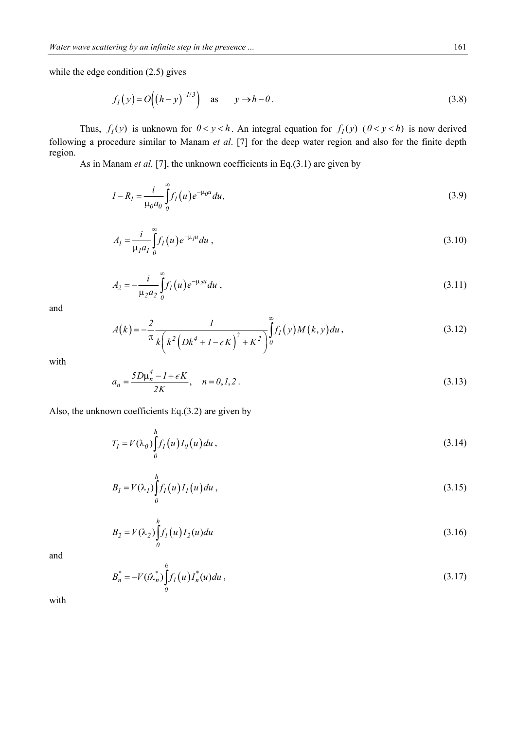while the edge condition (2.5) gives

$$f_1(y) = O\left((h-y)^{-1/3}\right) \quad \text{as} \quad y \to h-0. \tag{3.8}$$

Thus, $f_1(y)$ is unknown for $0 < y < h$. An integral equation for $f_1(y)$ ($0 < y < h$) is now derived following a procedure similar to Manam *et al*. [7] for the deep water region and also for the finite depth region.

As in Manam *et al.* [7], the unknown coefficients in Eq.(3.1) are given by

$$1 - R_1 = \frac{i}{\mu_0 a_0} \int_0^{\infty} f_1(u) e^{-\mu_0 u} du, \tag{3.9}$$

$$A_1 = \frac{i}{\mu_1 a_1} \int_0^{\infty} f_1(u) e^{-\mu_1 u} du, \tag{3.10}$$

$$A_2 = -\frac{i}{\mu_2 a_2} \int_0^{\infty} f_1(u) e^{-\mu_2 u} du, \tag{3.11}$$

and

$$A(k) = -\frac{2}{\pi} \frac{1}{k\left(k^2\left(Dk^4 + 1 - \epsilon K\right)^2 + K^2\right)} \int_0^{\infty} f_1(y) M(k, y) du, \tag{3.12}$$

with

$$a_n = \frac{5D\mu_n^4 - 1 + \epsilon K}{2K}, \quad n = 0, 1, 2. \tag{3.13}$$

Also, the unknown coefficients Eq.(3.2) are given by

$$T_1 = V(\lambda_0) \int_0^h f_1(u) I_0(u) du, \tag{3.14}$$

$$B_1 = V(\lambda_1) \int_0^h f_1(u) I_1(u) du, \tag{3.15}$$

$$B_2 = V(\lambda_2) \int_0^h f_1(u) I_2(u) du \tag{3.16}$$

and

$$B_n^* = -V(i\lambda_n^*) \int_0^h f_1(u) I_n^*(u) du, \tag{3.17}$$

with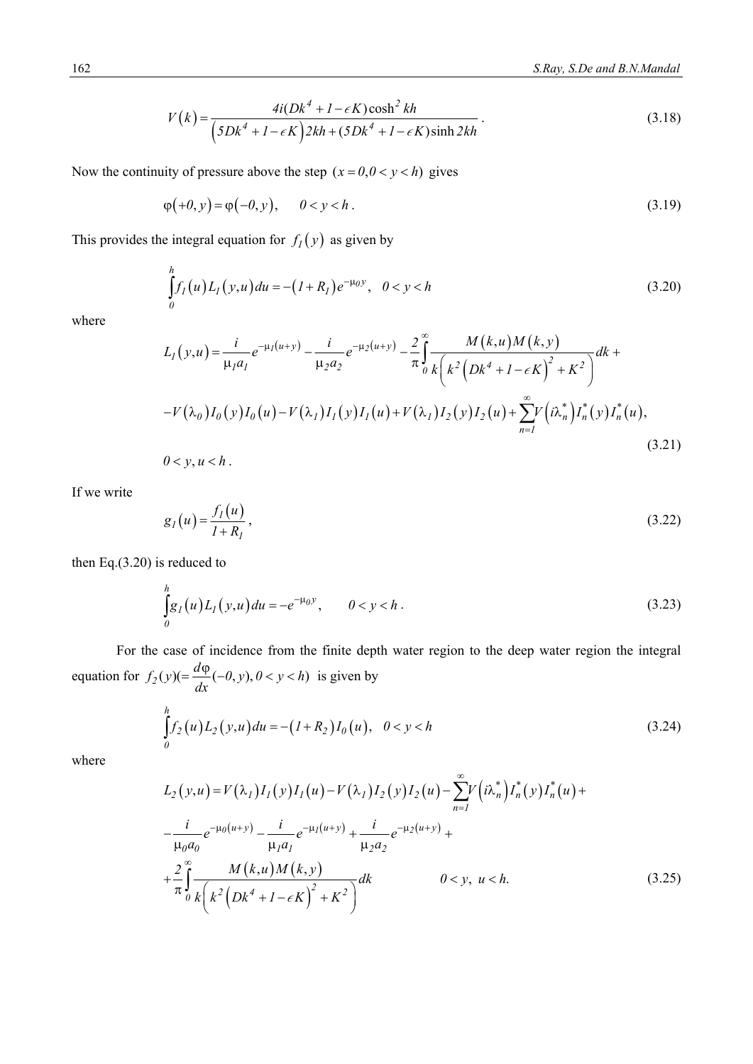$$V(k) = \frac{4i(Dk^4 + 1 - \epsilon K)\cosh^2 kh}{\left(5Dk^4 + 1 - \epsilon K\right)2kh + (5Dk^4 + 1 - \epsilon K)\sinh 2kh}. \tag{3.18}$$

Now the continuity of pressure above the step $(x = 0, 0 < y < h)$ gives

$$\varphi(+0, y) = \varphi(-0, y), \qquad 0 < y < h. \tag{3.19}$$

This provides the integral equation for $f_1(y)$ as given by

$$\int_0^h f_1(u) L_1(y,u)\, du = -(1 + R_1)e^{-\mu_0 y}, \quad 0 < y < h \tag{3.20}$$

where

$$L_1(y,u) = \frac{i}{\mu_1 a_1} e^{-\mu_1(u+y)} - \frac{i}{\mu_2 a_2} e^{-\mu_2(u+y)} - \frac{2}{\pi}\int_0^\infty \frac{M(k,u)M(k,y)}{k\left(k^2\left(Dk^4 + 1 - \epsilon K\right)^2 + K^2\right)} dk +$$

$$-V(\lambda_0) I_0(y) I_0(u) - V(\lambda_1) I_1(y) I_1(u) + V(\lambda_1) I_2(y) I_2(u) + \sum_{n=1}^{\infty} V\left(i\lambda_n^*\right) I_n^*(y) I_n^*(u),$$

$$0 < y, u < h. \tag{3.21}$$

If we write

$$g_1(u) = \frac{f_1(u)}{1 + R_1}, \tag{3.22}$$

then Eq.(3.20) is reduced to

$$\int_0^h g_1(u) L_1(y,u)\, du = -e^{-\mu_0 y}, \qquad 0 < y < h. \tag{3.23}$$

For the case of incidence from the finite depth water region to the deep water region the integral equation for $f_2(y)\left(= \frac{d\varphi}{dx}(-0, y), 0 < y < h\right)$ is given by

$$\int_0^h f_2(u) L_2(y,u)\, du = -(1 + R_2) I_0(u), \quad 0 < y < h \tag{3.24}$$

where

$$L_2(y,u) = V(\lambda_1) I_1(y) I_1(u) - V(\lambda_1) I_2(y) I_2(u) - \sum_{n=1}^{\infty} V\left(i\lambda_n^*\right) I_n^*(y) I_n^*(u) +$$

$$-\frac{i}{\mu_0 a_0} e^{-\mu_0(u+y)} - \frac{i}{\mu_1 a_1} e^{-\mu_1(u+y)} + \frac{i}{\mu_2 a_2} e^{-\mu_2(u+y)} +$$

$$+\frac{2}{\pi}\int_0^\infty \frac{M(k,u)M(k,y)}{k\left(k^2\left(Dk^4 + 1 - \epsilon K\right)^2 + K^2\right)} dk \qquad 0 < y,\ u < h. \tag{3.25}$$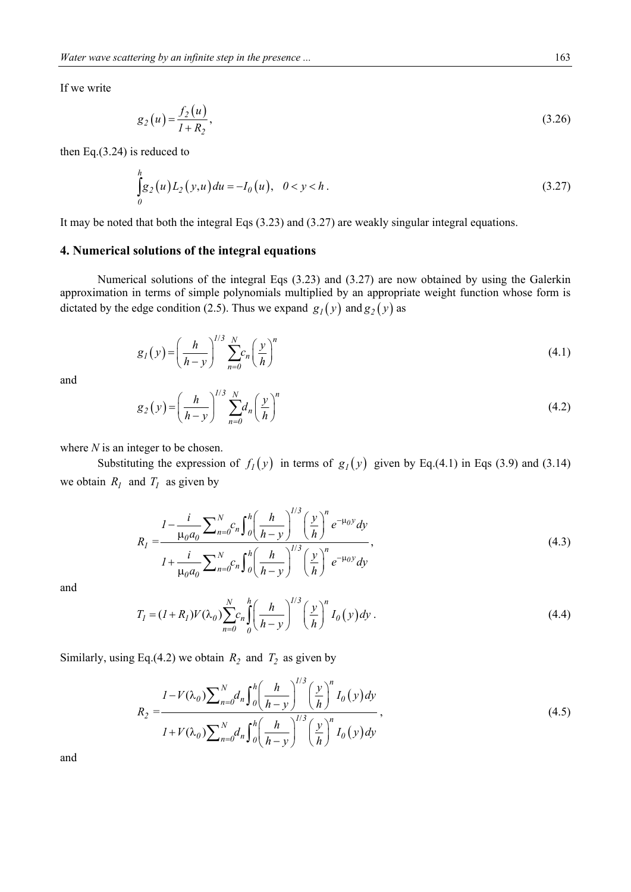If we write

$$g_2(u) = \frac{f_2(u)}{1+R_2}, \tag{3.26}$$

then Eq.(3.24) is reduced to

$$\int_0^h g_2(u) L_2(y,u)\, du = -I_0(u), \quad 0 < y < h. \tag{3.27}$$

It may be noted that both the integral Eqs (3.23) and (3.27) are weakly singular integral equations.

## 4. Numerical solutions of the integral equations

Numerical solutions of the integral Eqs (3.23) and (3.27) are now obtained by using the Galerkin approximation in terms of simple polynomials multiplied by an appropriate weight function whose form is dictated by the edge condition (2.5). Thus we expand $g_1(y)$ and $g_2(y)$ as

$$g_1(y) = \left(\frac{h}{h-y}\right)^{1/3} \sum_{n=0}^{N} c_n \left(\frac{y}{h}\right)^n \tag{4.1}$$

and

$$g_2(y) = \left(\frac{h}{h-y}\right)^{1/3} \sum_{n=0}^{N} d_n \left(\frac{y}{h}\right)^n \tag{4.2}$$

where $N$ is an integer to be chosen.

Substituting the expression of $f_1(y)$ in terms of $g_1(y)$ given by Eq.(4.1) in Eqs (3.9) and (3.14) we obtain $R_1$ and $T_1$ as given by

$$R_1 = \frac{1 - \dfrac{i}{\mu_0 a_0} \sum_{n=0}^{N} c_n \int_0^h \left(\dfrac{h}{h-y}\right)^{1/3} \left(\dfrac{y}{h}\right)^n e^{-\mu_0 y} dy}{1 + \dfrac{i}{\mu_0 a_0} \sum_{n=0}^{N} c_n \int_0^h \left(\dfrac{h}{h-y}\right)^{1/3} \left(\dfrac{y}{h}\right)^n e^{-\mu_0 y} dy}, \tag{4.3}$$

and

$$T_1 = (1+R_1) V(\lambda_0) \sum_{n=0}^{N} c_n \int_0^h \left(\frac{h}{h-y}\right)^{1/3} \left(\frac{y}{h}\right)^n I_0(y)\, dy. \tag{4.4}$$

Similarly, using Eq.(4.2) we obtain $R_2$ and $T_2$ as given by

$$R_2 = \frac{1 - V(\lambda_0) \sum_{n=0}^{N} d_n \int_0^h \left(\dfrac{h}{h-y}\right)^{1/3} \left(\dfrac{y}{h}\right)^n I_0(y)\, dy}{1 + V(\lambda_0) \sum_{n=0}^{N} d_n \int_0^h \left(\dfrac{h}{h-y}\right)^{1/3} \left(\dfrac{y}{h}\right)^n I_0(y)\, dy}, \tag{4.5}$$

and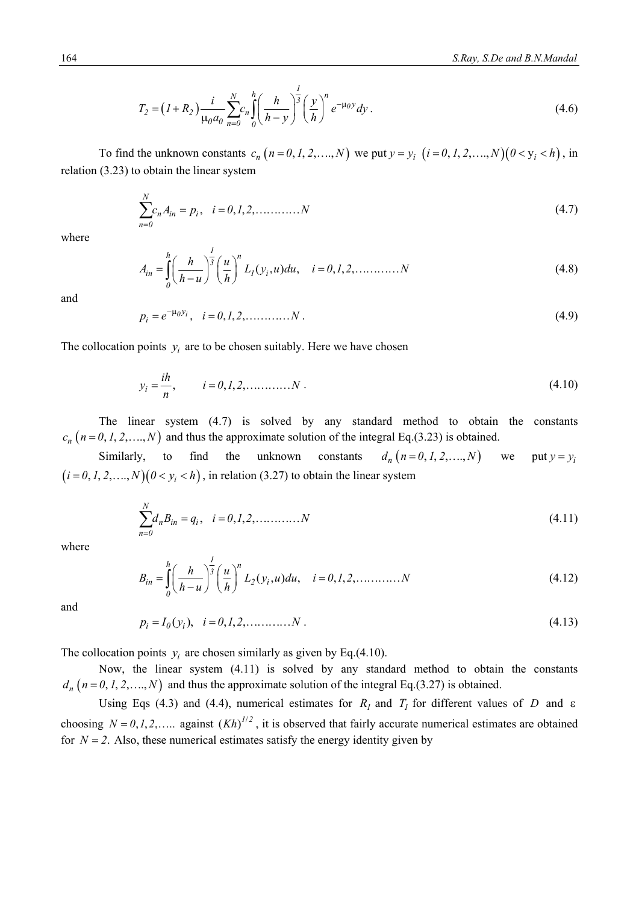$$T_2 = \left(1 + R_2\right)\frac{i}{\mu_0 a_0}\sum_{n=0}^{N} c_n \int_0^h \left(\frac{h}{h-y}\right)^{\frac{1}{3}} \left(\frac{y}{h}\right)^n e^{-\mu_0 y} dy \,. \tag{4.6}$$

To find the unknown constants $c_n \left(n = 0, 1, 2, \ldots, N\right)$ we put $y = y_i \ \left(i = 0, 1, 2, \ldots, N\right)\left(0 < y_i < h\right)$, in relation (3.23) to obtain the linear system

$$\sum_{n=0}^{N} c_n A_{in} = p_i, \quad i = 0, 1, 2, \ldots\ldots\ldots N \tag{4.7}$$

where

$$A_{in} = \int_0^h \left(\frac{h}{h-u}\right)^{\frac{1}{3}} \left(\frac{u}{h}\right)^n L_1(y_i, u) du, \quad i = 0, 1, 2, \ldots\ldots\ldots N \tag{4.8}$$

and

$$p_i = e^{-\mu_0 y_i}, \quad i = 0, 1, 2, \ldots\ldots\ldots N \,. \tag{4.9}$$

The collocation points $y_i$ are to be chosen suitably. Here we have chosen

$$y_i = \frac{ih}{n}, \qquad i = 0, 1, 2, \ldots\ldots\ldots N \,. \tag{4.10}$$

The linear system (4.7) is solved by any standard method to obtain the constants $c_n \left(n = 0, 1, 2, \ldots, N\right)$ and thus the approximate solution of the integral Eq.(3.23) is obtained.

Similarly, to find the unknown constants $d_n \left(n = 0, 1, 2, \ldots, N\right)$ we put $y = y_i$ $\left(i = 0, 1, 2, \ldots, N\right)\left(0 < y_i < h\right)$, in relation (3.27) to obtain the linear system

$$\sum_{n=0}^{N} d_n B_{in} = q_i, \quad i = 0, 1, 2, \ldots\ldots\ldots N \tag{4.11}$$

where

$$B_{in} = \int_0^h \left(\frac{h}{h-u}\right)^{\frac{1}{3}} \left(\frac{u}{h}\right)^n L_2(y_i, u) du, \quad i = 0, 1, 2, \ldots\ldots\ldots N \tag{4.12}$$

and

$$p_i = I_0(y_i), \quad i = 0, 1, 2, \ldots\ldots\ldots N \,. \tag{4.13}$$

The collocation points $y_i$ are chosen similarly as given by Eq.(4.10).

Now, the linear system (4.11) is solved by any standard method to obtain the constants $d_n \left(n = 0, 1, 2, \ldots, N\right)$ and thus the approximate solution of the integral Eq.(3.27) is obtained.

Using Eqs (4.3) and (4.4), numerical estimates for $R_1$ and $T_1$ for different values of $D$ and $\varepsilon$ choosing $N = 0, 1, 2, \ldots$ against $(Kh)^{1/2}$, it is observed that fairly accurate numerical estimates are obtained for $N = 2$. Also, these numerical estimates satisfy the energy identity given by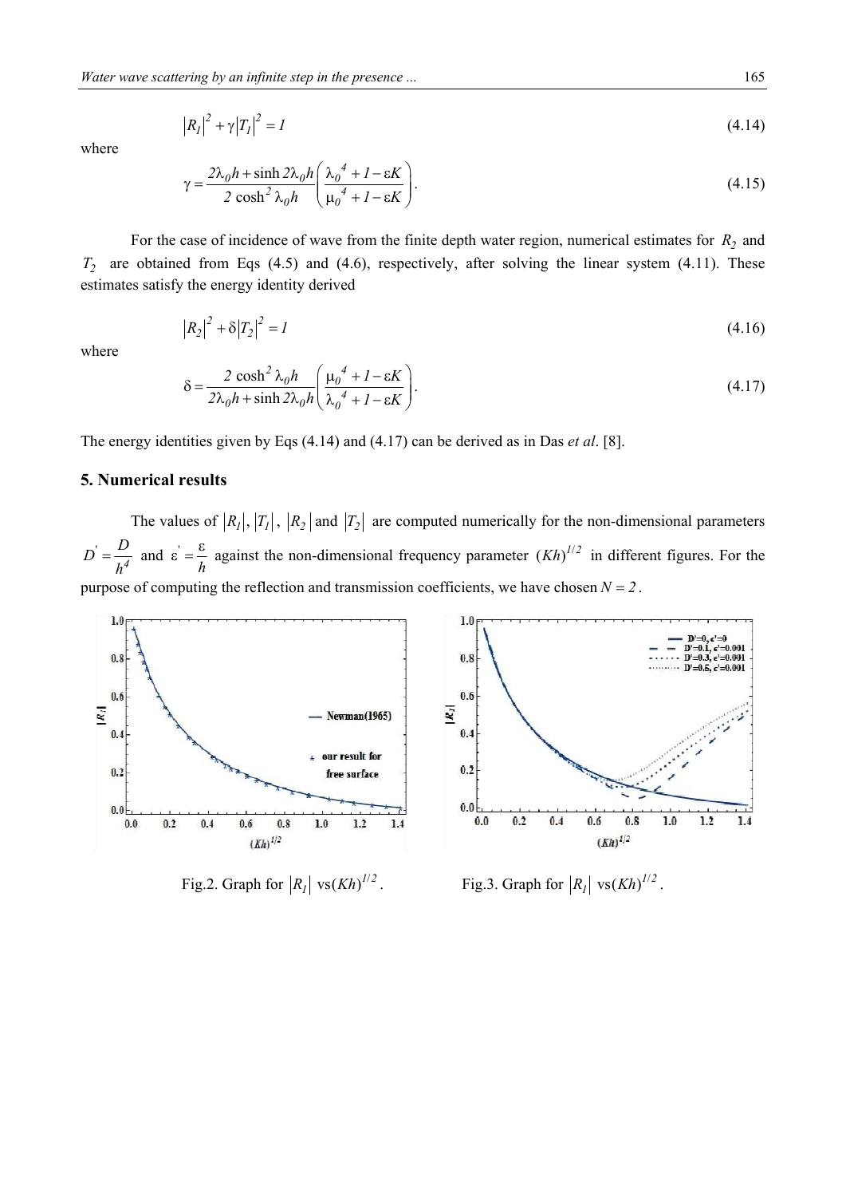$$|R_1|^2 + \gamma |T_1|^2 = 1 \tag{4.14}$$

where

$$\gamma = \frac{2\lambda_0 h + \sinh 2\lambda_0 h}{2\cosh^2 \lambda_0 h}\left(\frac{\lambda_0^{\ 4} + 1 - \varepsilon K}{\mu_0^{\ 4} + 1 - \varepsilon K}\right). \tag{4.15}$$

For the case of incidence of wave from the finite depth water region, numerical estimates for $R_2$ and $T_2$ are obtained from Eqs (4.5) and (4.6), respectively, after solving the linear system (4.11). These estimates satisfy the energy identity derived

$$|R_2|^2 + \delta |T_2|^2 = 1 \tag{4.16}$$

where

$$\delta = \frac{2\cosh^2 \lambda_0 h}{2\lambda_0 h + \sinh 2\lambda_0 h}\left(\frac{\mu_0^{\ 4} + 1 - \varepsilon K}{\lambda_0^{\ 4} + 1 - \varepsilon K}\right). \tag{4.17}$$

The energy identities given by Eqs (4.14) and (4.17) can be derived as in Das *et al*. [8].

## 5. Numerical results

The values of $|R_1|$, $|T_1|$, $|R_2|$ and $|T_2|$ are computed numerically for the non-dimensional parameters $D' = \dfrac{D}{h^4}$ and $\varepsilon' = \dfrac{\varepsilon}{h}$ against the non-dimensional frequency parameter $(Kh)^{1/2}$ in different figures. For the purpose of computing the reflection and transmission coefficients, we have chosen $N = 2$.

Fig.2. Graph for $|R_1|$ vs$(Kh)^{1/2}$.

Fig.3. Graph for $|R_1|$ vs$(Kh)^{1/2}$.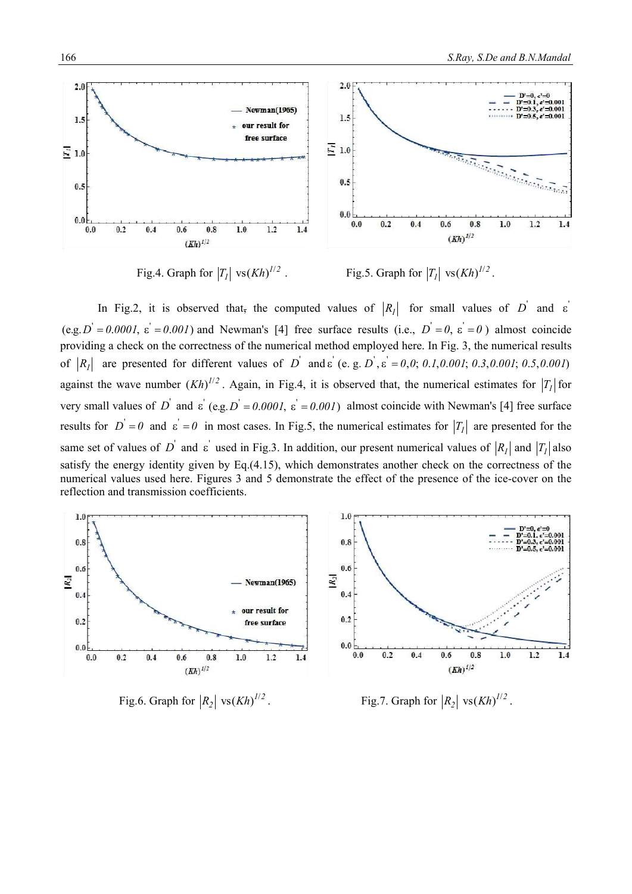Fig.4. Graph for $|T_1|$ vs$(Kh)^{1/2}$.

Fig.5. Graph for $|T_1|$ vs$(Kh)^{1/2}$.

In Fig.2, it is observed that, the computed values of $|R_1|$ for small values of $D'$ and $\varepsilon'$ (e.g. $D' = 0.0001$, $\varepsilon' = 0.001$) and Newman's [4] free surface results (i.e., $D' = 0$, $\varepsilon' = 0$) almost coincide providing a check on the correctness of the numerical method employed here. In Fig. 3, the numerical results of $|R_1|$ are presented for different values of $D'$ and $\varepsilon'$ (e. g. $D', \varepsilon' = 0,0$; $0.1, 0.001$; $0.3, 0.001$; $0.5, 0.001$) against the wave number $(Kh)^{1/2}$. Again, in Fig.4, it is observed that, the numerical estimates for $|T_1|$ for very small values of $D'$ and $\varepsilon'$ (e.g. $D' = 0.0001$, $\varepsilon' = 0.001$) almost coincide with Newman's [4] free surface results for $D' = 0$ and $\varepsilon' = 0$ in most cases. In Fig.5, the numerical estimates for $|T_1|$ are presented for the same set of values of $D'$ and $\varepsilon'$ used in Fig.3. In addition, our present numerical values of $|R_1|$ and $|T_1|$ also satisfy the energy identity given by Eq.(4.15), which demonstrates another check on the correctness of the numerical values used here. Figures 3 and 5 demonstrate the effect of the presence of the ice-cover on the reflection and transmission coefficients.

Fig.6. Graph for $|R_2|$ vs$(Kh)^{1/2}$.

Fig.7. Graph for $|R_2|$ vs$(Kh)^{1/2}$.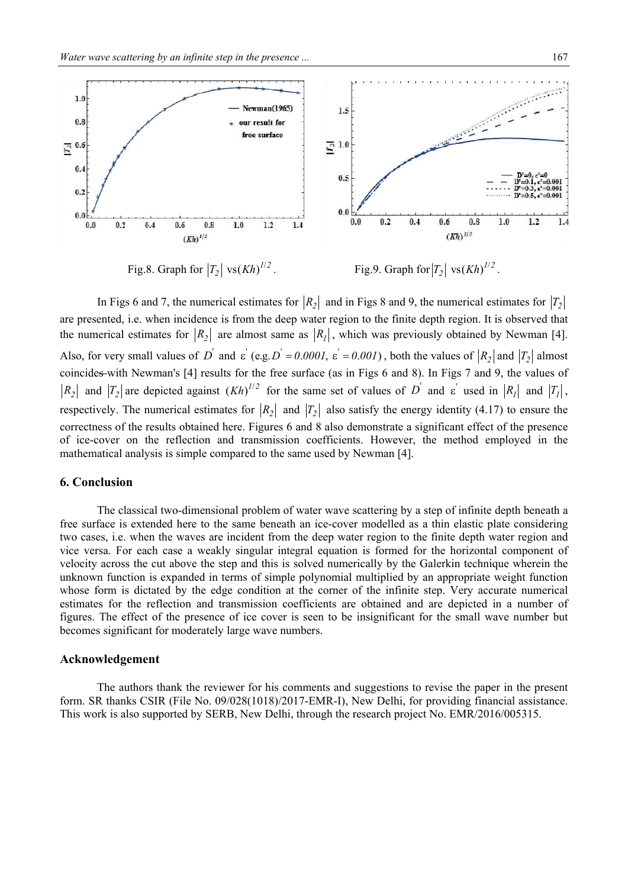Fig.8. Graph for $|T_2|$ vs$(Kh)^{1/2}$.

Fig.9. Graph for $|T_2|$ vs$(Kh)^{1/2}$.

In Figs 6 and 7, the numerical estimates for $|R_2|$ and in Figs 8 and 9, the numerical estimates for $|T_2|$ are presented, i.e. when incidence is from the deep water region to the finite depth region. It is observed that the numerical estimates for $|R_2|$ are almost same as $|R_1|$, which was previously obtained by Newman [4]. Also, for very small values of $D'$ and $\varepsilon'$ (e.g. $D' = 0.0001$, $\varepsilon' = 0.001$), both the values of $|R_2|$ and $|T_2|$ almost coincides with Newman's [4] results for the free surface (as in Figs 6 and 8). In Figs 7 and 9, the values of $|R_2|$ and $|T_2|$ are depicted against $(Kh)^{1/2}$ for the same set of values of $D'$ and $\varepsilon'$ used in $|R_1|$ and $|T_1|$, respectively. The numerical estimates for $|R_2|$ and $|T_2|$ also satisfy the energy identity (4.17) to ensure the correctness of the results obtained here. Figures 6 and 8 also demonstrate a significant effect of the presence of ice-cover on the reflection and transmission coefficients. However, the method employed in the mathematical analysis is simple compared to the same used by Newman [4].

## 6. Conclusion

The classical two-dimensional problem of water wave scattering by a step of infinite depth beneath a free surface is extended here to the same beneath an ice-cover modelled as a thin elastic plate considering two cases, i.e. when the waves are incident from the deep water region to the finite depth water region and vice versa. For each case a weakly singular integral equation is formed for the horizontal component of velocity across the cut above the step and this is solved numerically by the Galerkin technique wherein the unknown function is expanded in terms of simple polynomial multiplied by an appropriate weight function whose form is dictated by the edge condition at the corner of the infinite step. Very accurate numerical estimates for the reflection and transmission coefficients are obtained and are depicted in a number of figures. The effect of the presence of ice cover is seen to be insignificant for the small wave number but becomes significant for moderately large wave numbers.

## Acknowledgement

The authors thank the reviewer for his comments and suggestions to revise the paper in the present form. SR thanks CSIR (File No. 09/028(1018)/2017-EMR-I), New Delhi, for providing financial assistance. This work is also supported by SERB, New Delhi, through the research project No. EMR/2016/005315.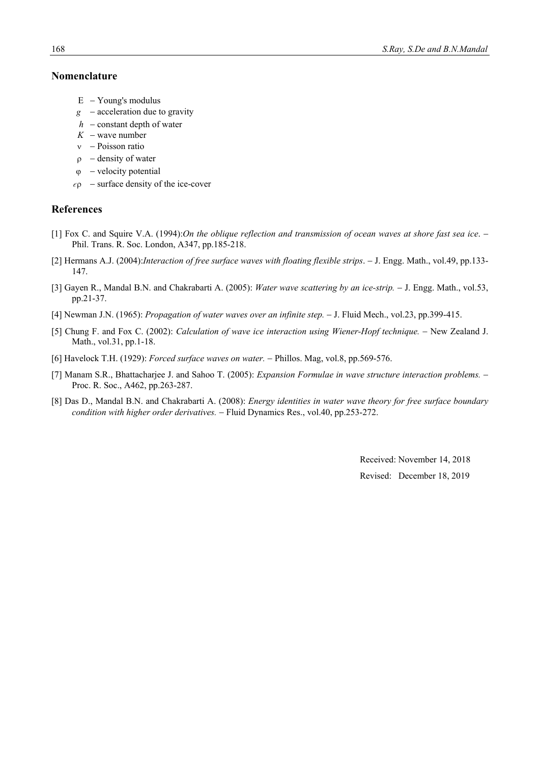## Nomenclature

- E – Young's modulus
- $g$ – acceleration due to gravity
- $h$ – constant depth of water
- $K$ – wave number
- $\nu$ – Poisson ratio
- $\rho$ – density of water
- $\varphi$ – velocity potential
- $\epsilon\rho$ – surface density of the ice-cover

## References

[1] Fox C. and Squire V.A. (1994): *On the oblique reflection and transmission of ocean waves at shore fast sea ice*. – Phil. Trans. R. Soc. London, A347, pp.185-218.

[2] Hermans A.J. (2004): *Interaction of free surface waves with floating flexible strips*. – J. Engg. Math., vol.49, pp.133-147.

[3] Gayen R., Mandal B.N. and Chakrabarti A. (2005): *Water wave scattering by an ice-strip.* – J. Engg. Math., vol.53, pp.21-37.

[4] Newman J.N. (1965): *Propagation of water waves over an infinite step.* – J. Fluid Mech., vol.23, pp.399-415.

[5] Chung F. and Fox C. (2002): *Calculation of wave ice interaction using Wiener-Hopf technique.* – New Zealand J. Math., vol.31, pp.1-18.

[6] Havelock T.H. (1929): *Forced surface waves on water.* – Phillos. Mag, vol.8, pp.569-576.

[7] Manam S.R., Bhattacharjee J. and Sahoo T. (2005): *Expansion Formulae in wave structure interaction problems.* – Proc. R. Soc., A462, pp.263-287.

[8] Das D., Mandal B.N. and Chakrabarti A. (2008): *Energy identities in water wave theory for free surface boundary condition with higher order derivatives.* – Fluid Dynamics Res., vol.40, pp.253-272.

Received: November 14, 2018
Revised: December 18, 2019